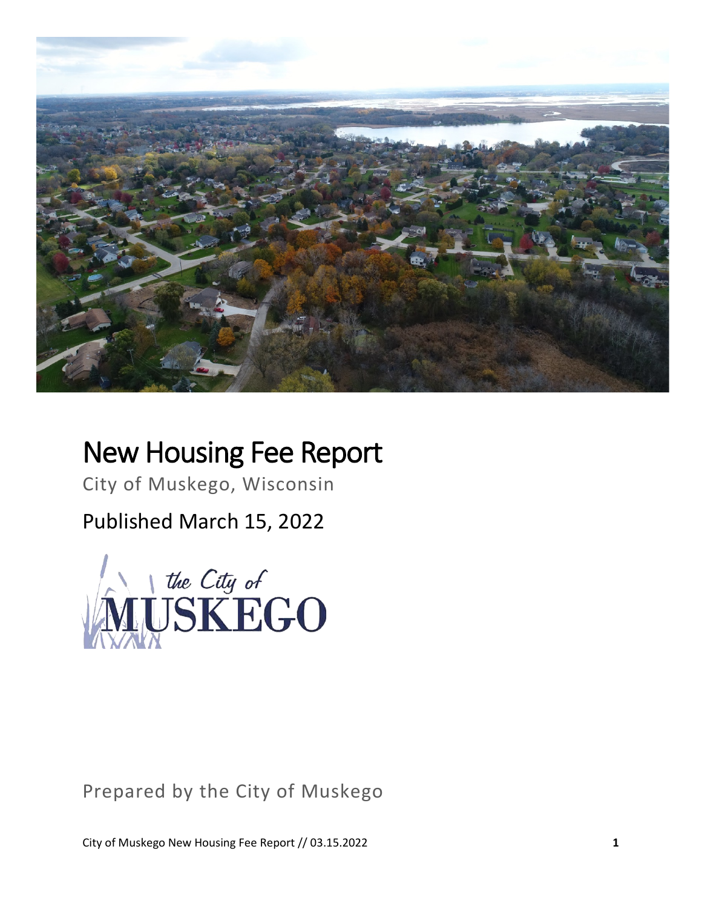# New Housing Fee Report

City of Muskego, Wisconsin

Published March 15, 2022

the City of MUSKEGO

Prepared by the City of Muskego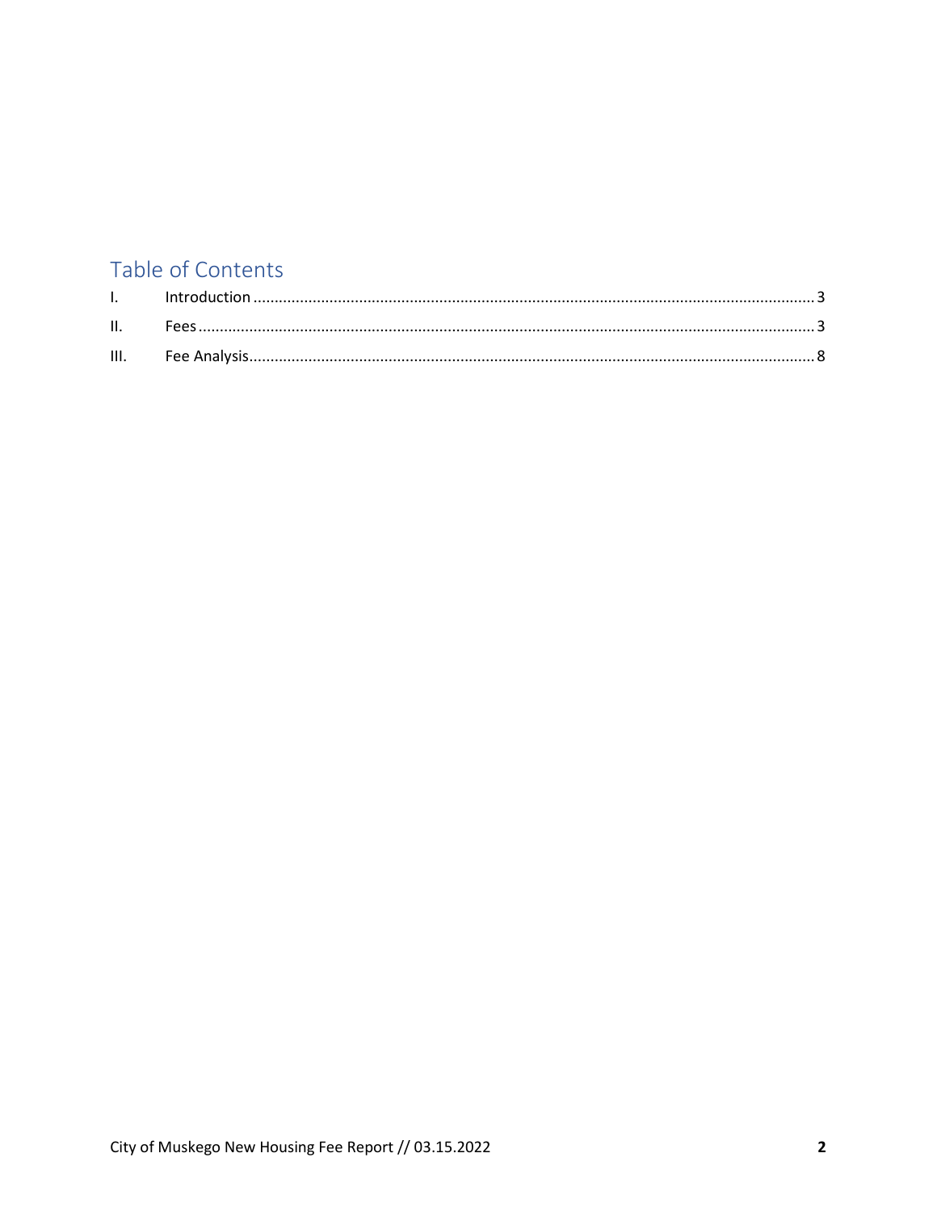## Table of Contents

| | | |
|---|---|---|
| I. | Introduction | 3 |
| II. | Fees | 3 |
| III. | Fee Analysis | 8 |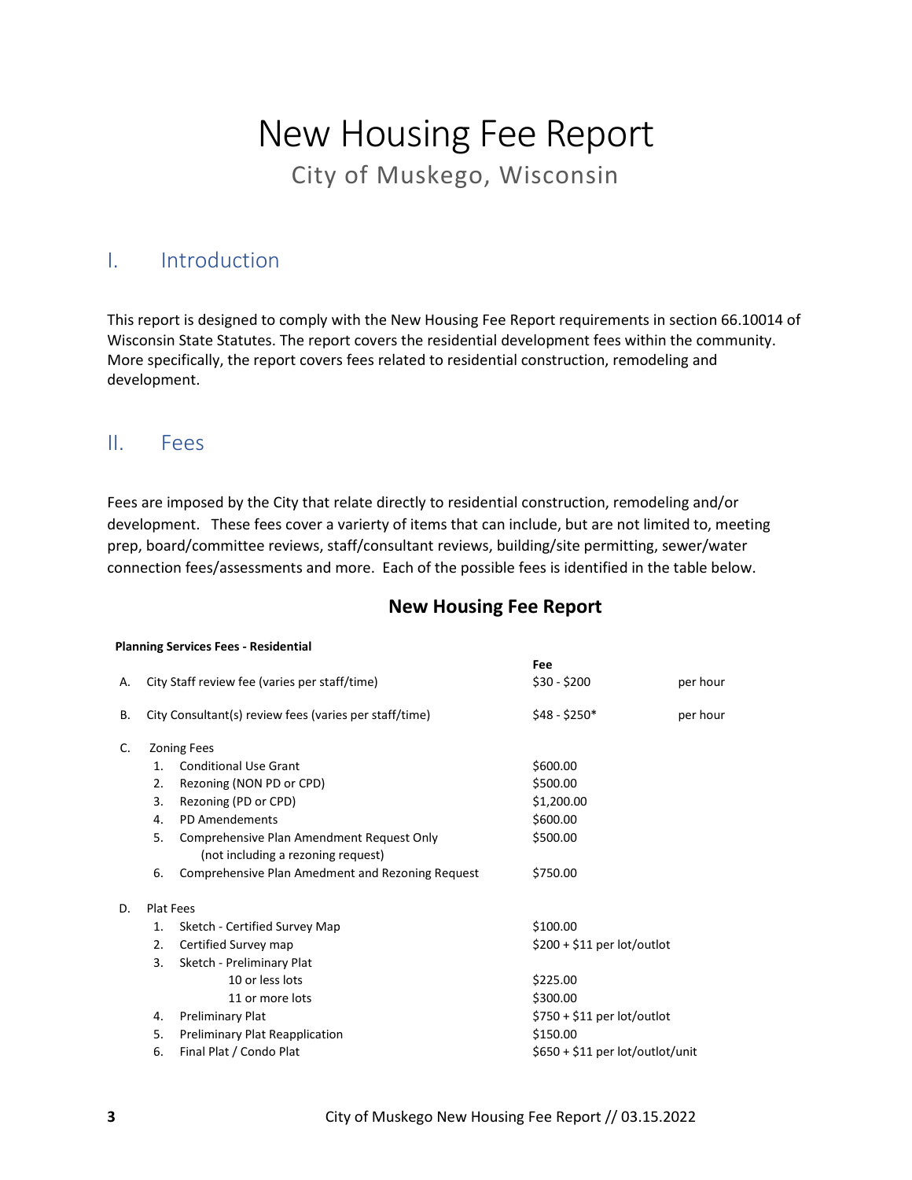# New Housing Fee Report

City of Muskego, Wisconsin

## I. Introduction

This report is designed to comply with the New Housing Fee Report requirements in section 66.10014 of Wisconsin State Statutes. The report covers the residential development fees within the community. More specifically, the report covers fees related to residential construction, remodeling and development.

## II. Fees

Fees are imposed by the City that relate directly to residential construction, remodeling and/or development. These fees cover a varierty of items that can include, but are not limited to, meeting prep, board/committee reviews, staff/consultant reviews, building/site permitting, sewer/water connection fees/assessments and more. Each of the possible fees is identified in the table below.

### New Housing Fee Report

**Planning Services Fees - Residential**

| | | Fee | |
|---|---|---|---|
| A. | City Staff review fee (varies per staff/time) | $30 - $200 | per hour |
| B. | City Consultant(s) review fees (varies per staff/time) | $48 - $250* | per hour |
| C. | Zoning Fees | | |
| | 1. Conditional Use Grant | $600.00 | |
| | 2. Rezoning (NON PD or CPD) | $500.00 | |
| | 3. Rezoning (PD or CPD) | $1,200.00 | |
| | 4. PD Amendements | $600.00 | |
| | 5. Comprehensive Plan Amendment Request Only (not including a rezoning request) | $500.00 | |
| | 6. Comprehensive Plan Amedment and Rezoning Request | $750.00 | |
| D. | Plat Fees | | |
| | 1. Sketch - Certified Survey Map | $100.00 | |
| | 2. Certified Survey map | $200 + $11 per lot/outlot | |
| | 3. Sketch - Preliminary Plat | | |
| | 10 or less lots | $225.00 | |
| | 11 or more lots | $300.00 | |
| | 4. Preliminary Plat | $750 + $11 per lot/outlot | |
| | 5. Preliminary Plat Reapplication | $150.00 | |
| | 6. Final Plat / Condo Plat | $650 + $11 per lot/outlot/unit | |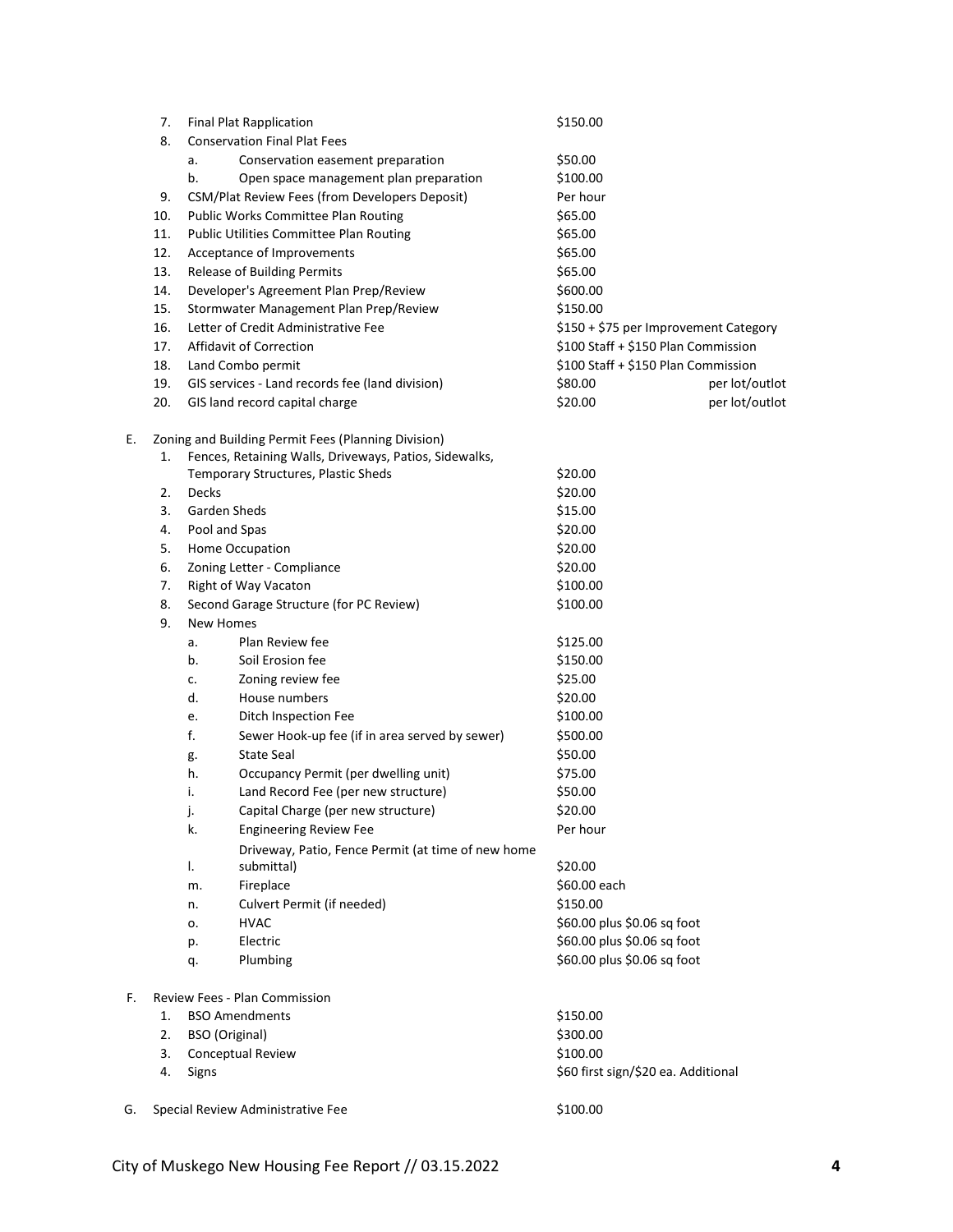| | | | |
|---|---|---|---|
| 7. | Final Plat Rapplication | $150.00 | |
| 8. | Conservation Final Plat Fees | | |
| | a. Conservation easement preparation | $50.00 | |
| | b. Open space management plan preparation | $100.00 | |
| 9. | CSM/Plat Review Fees (from Developers Deposit) | Per hour | |
| 10. | Public Works Committee Plan Routing | $65.00 | |
| 11. | Public Utilities Committee Plan Routing | $65.00 | |
| 12. | Acceptance of Improvements | $65.00 | |
| 13. | Release of Building Permits | $65.00 | |
| 14. | Developer's Agreement Plan Prep/Review | $600.00 | |
| 15. | Stormwater Management Plan Prep/Review | $150.00 | |
| 16. | Letter of Credit Administrative Fee | $150 + $75 per Improvement Category | |
| 17. | Affidavit of Correction | $100 Staff + $150 Plan Commission | |
| 18. | Land Combo permit | $100 Staff + $150 Plan Commission | |
| 19. | GIS services - Land records fee (land division) | $80.00 | per lot/outlot |
| 20. | GIS land record capital charge | $20.00 | per lot/outlot |

E. Zoning and Building Permit Fees (Planning Division)

| | | |
|---|---|---|
| 1. | Fences, Retaining Walls, Driveways, Patios, Sidewalks, Temporary Structures, Plastic Sheds | $20.00 |
| 2. | Decks | $20.00 |
| 3. | Garden Sheds | $15.00 |
| 4. | Pool and Spas | $20.00 |
| 5. | Home Occupation | $20.00 |
| 6. | Zoning Letter - Compliance | $20.00 |
| 7. | Right of Way Vacaton | $100.00 |
| 8. | Second Garage Structure (for PC Review) | $100.00 |
| 9. | New Homes | |
| | a. Plan Review fee | $125.00 |
| | b. Soil Erosion fee | $150.00 |
| | c. Zoning review fee | $25.00 |
| | d. House numbers | $20.00 |
| | e. Ditch Inspection Fee | $100.00 |
| | f. Sewer Hook-up fee (if in area served by sewer) | $500.00 |
| | g. State Seal | $50.00 |
| | h. Occupancy Permit (per dwelling unit) | $75.00 |
| | i. Land Record Fee (per new structure) | $50.00 |
| | j. Capital Charge (per new structure) | $20.00 |
| | k. Engineering Review Fee | Per hour |
| | l. Driveway, Patio, Fence Permit (at time of new home submittal) | $20.00 |
| | m. Fireplace | $60.00 each |
| | n. Culvert Permit (if needed) | $150.00 |
| | o. HVAC | $60.00 plus $0.06 sq foot |
| | p. Electric | $60.00 plus $0.06 sq foot |
| | q. Plumbing | $60.00 plus $0.06 sq foot |

F. Review Fees - Plan Commission

| | | |
|---|---|---|
| 1. | BSO Amendments | $150.00 |
| 2. | BSO (Original) | $300.00 |
| 3. | Conceptual Review | $100.00 |
| 4. | Signs | $60 first sign/$20 ea. Additional |

G. Special Review Administrative Fee — $100.00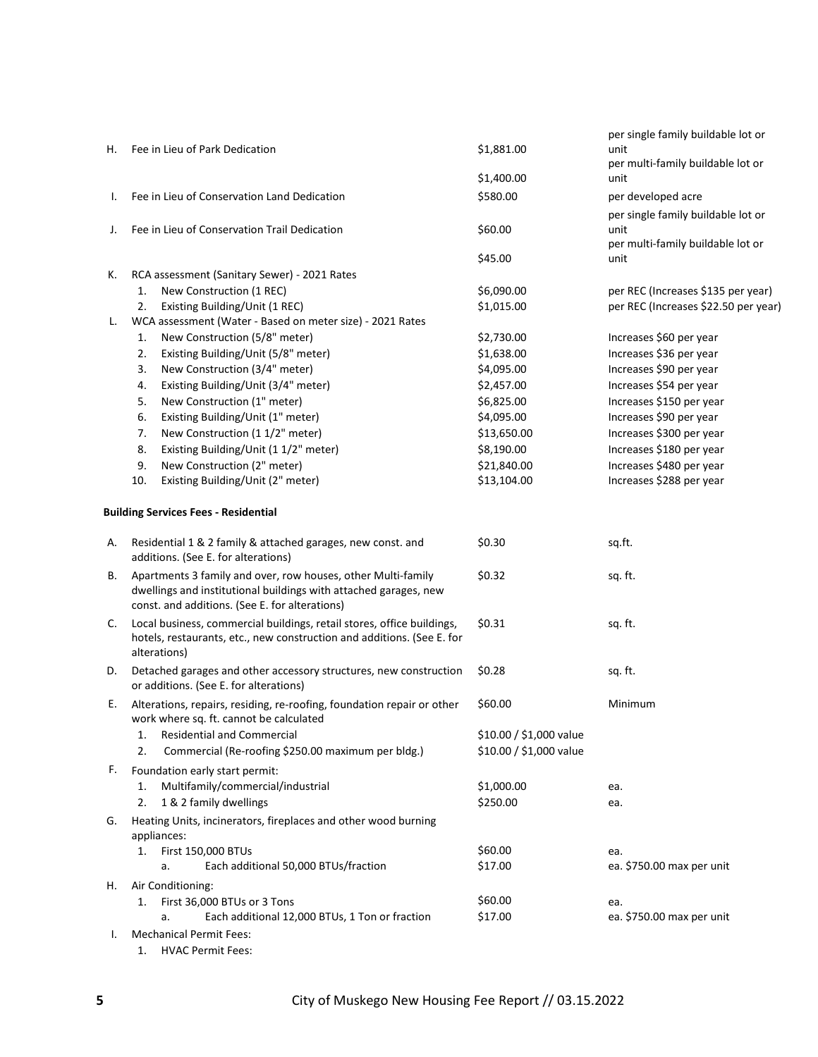| | | | |
|---|---|---|---|
| H. | Fee in Lieu of Park Dedication | $1,881.00 | per single family buildable lot or unit |
| | | $1,400.00 | per multi-family buildable lot or unit |
| I. | Fee in Lieu of Conservation Land Dedication | $580.00 | per developed acre |
| J. | Fee in Lieu of Conservation Trail Dedication | $60.00 | per single family buildable lot or unit |
| | | $45.00 | per multi-family buildable lot or unit |
| K. | RCA assessment (Sanitary Sewer) - 2021 Rates | | |
| | 1. New Construction (1 REC) | $6,090.00 | per REC (Increases $135 per year) |
| | 2. Existing Building/Unit (1 REC) | $1,015.00 | per REC (Increases $22.50 per year) |
| L. | WCA assessment (Water - Based on meter size) - 2021 Rates | | |
| | 1. New Construction (5/8" meter) | $2,730.00 | Increases $60 per year |
| | 2. Existing Building/Unit (5/8" meter) | $1,638.00 | Increases $36 per year |
| | 3. New Construction (3/4" meter) | $4,095.00 | Increases $90 per year |
| | 4. Existing Building/Unit (3/4" meter) | $2,457.00 | Increases $54 per year |
| | 5. New Construction (1" meter) | $6,825.00 | Increases $150 per year |
| | 6. Existing Building/Unit (1" meter) | $4,095.00 | Increases $90 per year |
| | 7. New Construction (1 1/2" meter) | $13,650.00 | Increases $300 per year |
| | 8. Existing Building/Unit (1 1/2" meter) | $8,190.00 | Increases $180 per year |
| | 9. New Construction (2" meter) | $21,840.00 | Increases $480 per year |
| | 10. Existing Building/Unit (2" meter) | $13,104.00 | Increases $288 per year |

**Building Services Fees - Residential**

| | | | |
|---|---|---|---|
| A. | Residential 1 & 2 family & attached garages, new const. and additions. (See E. for alterations) | $0.30 | sq.ft. |
| B. | Apartments 3 family and over, row houses, other Multi-family dwellings and institutional buildings with attached garages, new const. and additions. (See E. for alterations) | $0.32 | sq. ft. |
| C. | Local business, commercial buildings, retail stores, office buildings, hotels, restaurants, etc., new construction and additions. (See E. for alterations) | $0.31 | sq. ft. |
| D. | Detached garages and other accessory structures, new construction or additions. (See E. for alterations) | $0.28 | sq. ft. |
| E. | Alterations, repairs, residing, re-roofing, foundation repair or other work where sq. ft. cannot be calculated | $60.00 | Minimum |
| | 1. Residential and Commercial | $10.00 / $1,000 value | |
| | 2. Commercial (Re-roofing $250.00 maximum per bldg.) | $10.00 / $1,000 value | |
| F. | Foundation early start permit: | | |
| | 1. Multifamily/commercial/industrial | $1,000.00 | ea. |
| | 2. 1 & 2 family dwellings | $250.00 | ea. |
| G. | Heating Units, incinerators, fireplaces and other wood burning appliances: | | |
| | 1. First 150,000 BTUs | $60.00 | ea. |
| | a. Each additional 50,000 BTUs/fraction | $17.00 | ea. $750.00 max per unit |
| H. | Air Conditioning: | | |
| | 1. First 36,000 BTUs or 3 Tons | $60.00 | ea. |
| | a. Each additional 12,000 BTUs, 1 Ton or fraction | $17.00 | ea. $750.00 max per unit |
| I. | Mechanical Permit Fees: | | |
| | 1. HVAC Permit Fees: | | |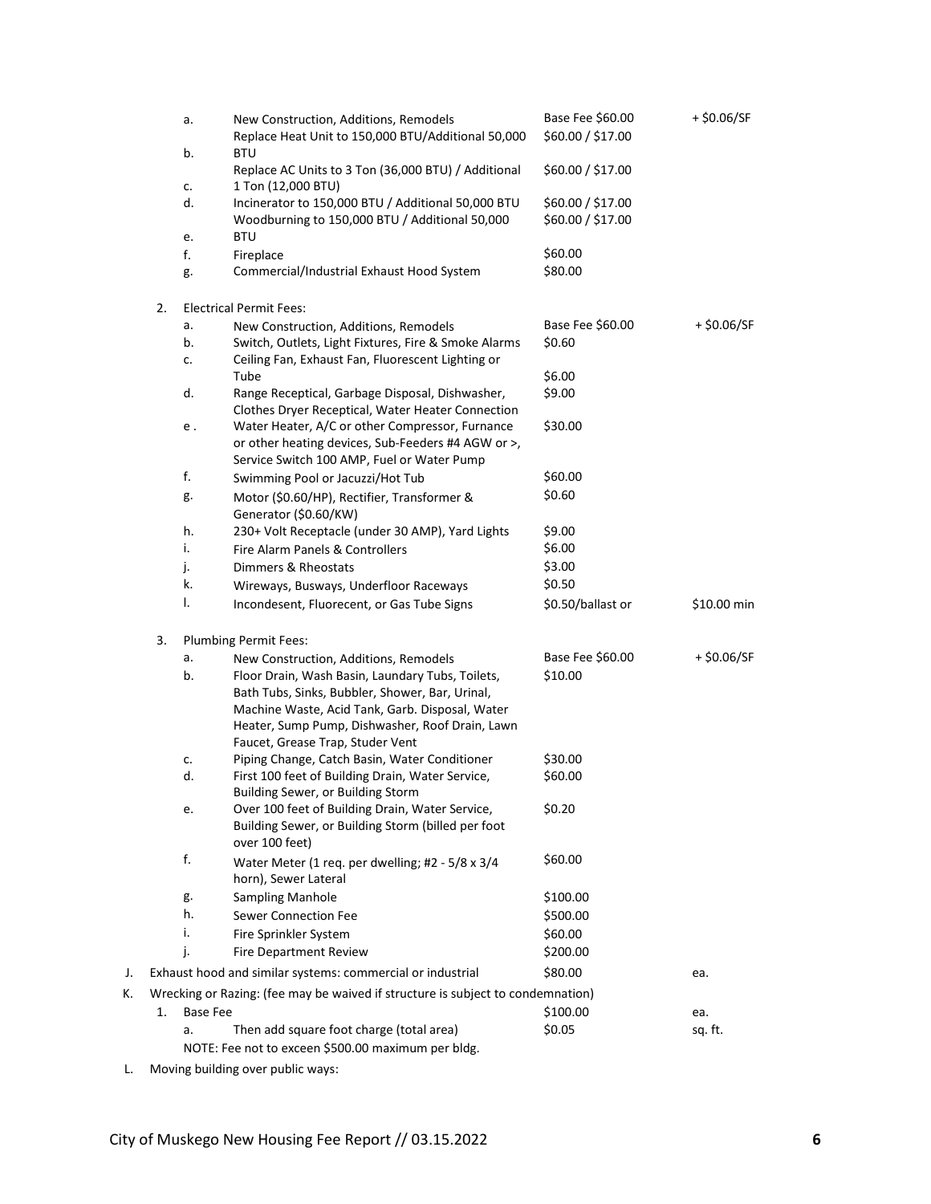| | | | | |
|---|---|---|---|---|
| | a. | New Construction, Additions, Remodels | Base Fee $60.00 | + $0.06/SF |
| | b. | Replace Heat Unit to 150,000 BTU/Additional 50,000 BTU | $60.00 / $17.00 | |
| | c. | Replace AC Units to 3 Ton (36,000 BTU) / Additional 1 Ton (12,000 BTU) | $60.00 / $17.00 | |
| | d. | Incinerator to 150,000 BTU / Additional 50,000 BTU | $60.00 / $17.00 | |
| | e. | Woodburning to 150,000 BTU / Additional 50,000 BTU | $60.00 / $17.00 | |
| | f. | Fireplace | $60.00 | |
| | g. | Commercial/Industrial Exhaust Hood System | $80.00 | |
| 2. | | Electrical Permit Fees: | | |
| | a. | New Construction, Additions, Remodels | Base Fee $60.00 | + $0.06/SF |
| | b. | Switch, Outlets, Light Fixtures, Fire & Smoke Alarms | $0.60 | |
| | c. | Ceiling Fan, Exhaust Fan, Fluorescent Lighting or Tube | $6.00 | |
| | d. | Range Receptical, Garbage Disposal, Dishwasher, Clothes Dryer Receptical, Water Heater Connection | $9.00 | |
| | e . | Water Heater, A/C or other Compressor, Furnance or other heating devices, Sub-Feeders #4 AGW or >, Service Switch 100 AMP, Fuel or Water Pump | $30.00 | |
| | f. | Swimming Pool or Jacuzzi/Hot Tub | $60.00 | |
| | g. | Motor ($0.60/HP), Rectifier, Transformer & Generator ($0.60/KW) | $0.60 | |
| | h. | 230+ Volt Receptacle (under 30 AMP), Yard Lights | $9.00 | |
| | i. | Fire Alarm Panels & Controllers | $6.00 | |
| | j. | Dimmers & Rheostats | $3.00 | |
| | k. | Wireways, Busways, Underfloor Raceways | $0.50 | |
| | l. | Incondesent, Fluorecent, or Gas Tube Signs | $0.50/ballast or | $10.00 min |
| 3. | | Plumbing Permit Fees: | | |
| | a. | New Construction, Additions, Remodels | Base Fee $60.00 | + $0.06/SF |
| | b. | Floor Drain, Wash Basin, Laundary Tubs, Toilets, Bath Tubs, Sinks, Bubbler, Shower, Bar, Urinal, Machine Waste, Acid Tank, Garb. Disposal, Water Heater, Sump Pump, Dishwasher, Roof Drain, Lawn Faucet, Grease Trap, Studer Vent | $10.00 | |
| | c. | Piping Change, Catch Basin, Water Conditioner | $30.00 | |
| | d. | First 100 feet of Building Drain, Water Service, Building Sewer, or Building Storm | $60.00 | |
| | e. | Over 100 feet of Building Drain, Water Service, Building Sewer, or Building Storm (billed per foot over 100 feet) | $0.20 | |
| | f. | Water Meter (1 req. per dwelling; #2 - 5/8 x 3/4 horn), Sewer Lateral | $60.00 | |
| | g. | Sampling Manhole | $100.00 | |
| | h. | Sewer Connection Fee | $500.00 | |
| | i. | Fire Sprinkler System | $60.00 | |
| | j. | Fire Department Review | $200.00 | |

| | | | | |
|---|---|---|---|---|
| J. | | Exhaust hood and similar systems: commercial or industrial | $80.00 | ea. |
| K. | | Wrecking or Razing: (fee may be waived if structure is subject to condemnation) | | |
| | 1. | Base Fee | $100.00 | ea. |
| | a. | Then add square foot charge (total area) | $0.05 | sq. ft. |
| | | NOTE: Fee not to exceen $500.00 maximum per bldg. | | |

L. Moving building over public ways: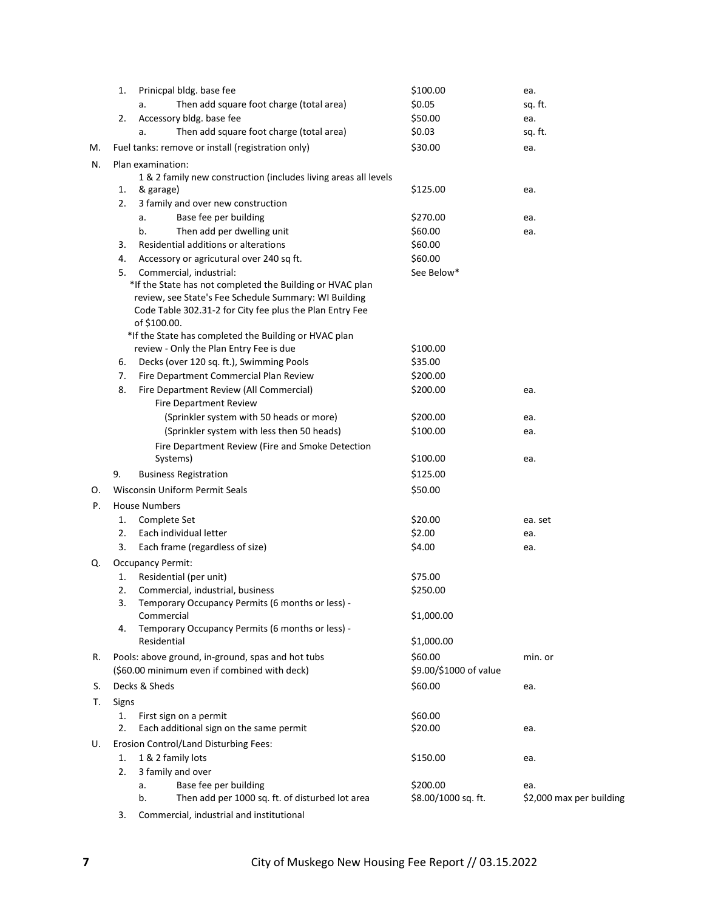| | | | |
|---|---|---|---|
| | 1. Prinicpal bldg. base fee | \$100.00 | ea. |
| | a. Then add square foot charge (total area) | \$0.05 | sq. ft. |
| | 2. Accessory bldg. base fee | \$50.00 | ea. |
| | a. Then add square foot charge (total area) | \$0.03 | sq. ft. |
| M. | Fuel tanks: remove or install (registration only) | \$30.00 | ea. |
| N. | Plan examination: | | |
| | 1. 1 & 2 family new construction (includes living areas all levels & garage) | \$125.00 | ea. |
| | 2. 3 family and over new construction | | |
| | a. Base fee per building | \$270.00 | ea. |
| | b. Then add per dwelling unit | \$60.00 | ea. |
| | 3. Residential additions or alterations | \$60.00 | |
| | 4. Accessory or agricutural over 240 sq ft. | \$60.00 | |
| | 5. Commercial, industrial: | See Below* | |
| | *If the State has not completed the Building or HVAC plan review, see State's Fee Schedule Summary: WI Building Code Table 302.31-2 for City fee plus the Plan Entry Fee of \$100.00. | | |
| | *If the State has completed the Building or HVAC plan review - Only the Plan Entry Fee is due | \$100.00 | |
| | 6. Decks (over 120 sq. ft.), Swimming Pools | \$35.00 | |
| | 7. Fire Department Commercial Plan Review | \$200.00 | |
| | 8. Fire Department Review (All Commercial) | \$200.00 | ea. |
| | Fire Department Review | | |
| | (Sprinkler system with 50 heads or more) | \$200.00 | ea. |
| | (Sprinkler system with less then 50 heads) | \$100.00 | ea. |
| | Fire Department Review (Fire and Smoke Detection Systems) | \$100.00 | ea. |
| | 9. Business Registration | \$125.00 | |
| O. | Wisconsin Uniform Permit Seals | \$50.00 | |
| P. | House Numbers | | |
| | 1. Complete Set | \$20.00 | ea. set |
| | 2. Each individual letter | \$2.00 | ea. |
| | 3. Each frame (regardless of size) | \$4.00 | ea. |
| Q. | Occupancy Permit: | | |
| | 1. Residential (per unit) | \$75.00 | |
| | 2. Commercial, industrial, business | \$250.00 | |
| | 3. Temporary Occupancy Permits (6 months or less) - Commercial | \$1,000.00 | |
| | 4. Temporary Occupancy Permits (6 months or less) - Residential | \$1,000.00 | |
| R. | Pools: above ground, in-ground, spas and hot tubs<br>(\$60.00 minimum even if combined with deck) | \$60.00<br>\$9.00/\$1000 of value | min. or |
| S. | Decks & Sheds | \$60.00 | ea. |
| T. | Signs | | |
| | 1. First sign on a permit | \$60.00 | |
| | 2. Each additional sign on the same permit | \$20.00 | ea. |
| U. | Erosion Control/Land Disturbing Fees: | | |
| | 1. 1 & 2 family lots | \$150.00 | ea. |
| | 2. 3 family and over | | |
| | a. Base fee per building | \$200.00 | ea. |
| | b. Then add per 1000 sq. ft. of disturbed lot area | \$8.00/1000 sq. ft. | \$2,000 max per building |
| | 3. Commercial, industrial and institutional | | |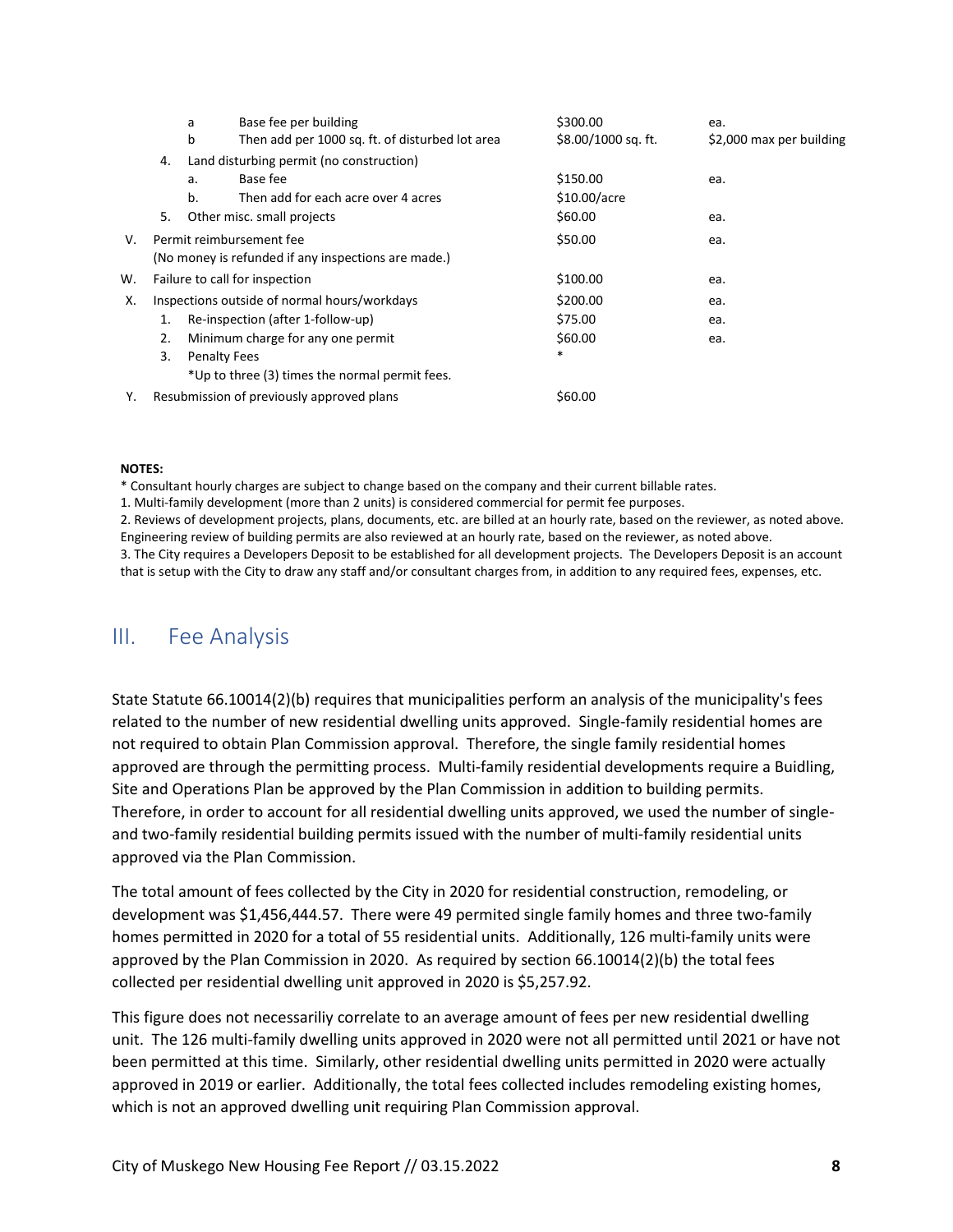| | | | | |
|---|---|---|---|---|
| | a | Base fee per building | $300.00 | ea. |
| | b | Then add per 1000 sq. ft. of disturbed lot area | $8.00/1000 sq. ft. | $2,000 max per building |
| 4. | | Land disturbing permit (no construction) | | |
| | a. | Base fee | $150.00 | ea. |
| | b. | Then add for each acre over 4 acres | $10.00/acre | |
| 5. | | Other misc. small projects | $60.00 | ea. |
| V. | | Permit reimbursement fee (No money is refunded if any inspections are made.) | $50.00 | ea. |
| W. | | Failure to call for inspection | $100.00 | ea. |
| X. | | Inspections outside of normal hours/workdays | $200.00 | ea. |
| | 1. | Re-inspection (after 1-follow-up) | $75.00 | ea. |
| | 2. | Minimum charge for any one permit | $60.00 | ea. |
| | 3. | Penalty Fees *Up to three (3) times the normal permit fees. | * | |
| Y. | | Resubmission of previously approved plans | $60.00 | |

**NOTES:**

* Consultant hourly charges are subject to change based on the company and their current billable rates.

1. Multi-family development (more than 2 units) is considered commercial for permit fee purposes.
2. Reviews of development projects, plans, documents, etc. are billed at an hourly rate, based on the reviewer, as noted above. Engineering review of building permits are also reviewed at an hourly rate, based on the reviewer, as noted above.
3. The City requires a Developers Deposit to be established for all development projects. The Developers Deposit is an account that is setup with the City to draw any staff and/or consultant charges from, in addition to any required fees, expenses, etc.

## III. Fee Analysis

State Statute 66.10014(2)(b) requires that municipalities perform an analysis of the municipality's fees related to the number of new residential dwelling units approved. Single-family residential homes are not required to obtain Plan Commission approval. Therefore, the single family residential homes approved are through the permitting process. Multi-family residential developments require a Buidling, Site and Operations Plan be approved by the Plan Commission in addition to building permits. Therefore, in order to account for all residential dwelling units approved, we used the number of single- and two-family residential building permits issued with the number of multi-family residential units approved via the Plan Commission.

The total amount of fees collected by the City in 2020 for residential construction, remodeling, or development was $1,456,444.57. There were 49 permited single family homes and three two-family homes permitted in 2020 for a total of 55 residential units. Additionally, 126 multi-family units were approved by the Plan Commission in 2020. As required by section 66.10014(2)(b) the total fees collected per residential dwelling unit approved in 2020 is $5,257.92.

This figure does not necessariliy correlate to an average amount of fees per new residential dwelling unit. The 126 multi-family dwelling units approved in 2020 were not all permitted until 2021 or have not been permitted at this time. Similarly, other residential dwelling units permitted in 2020 were actually approved in 2019 or earlier. Additionally, the total fees collected includes remodeling existing homes, which is not an approved dwelling unit requiring Plan Commission approval.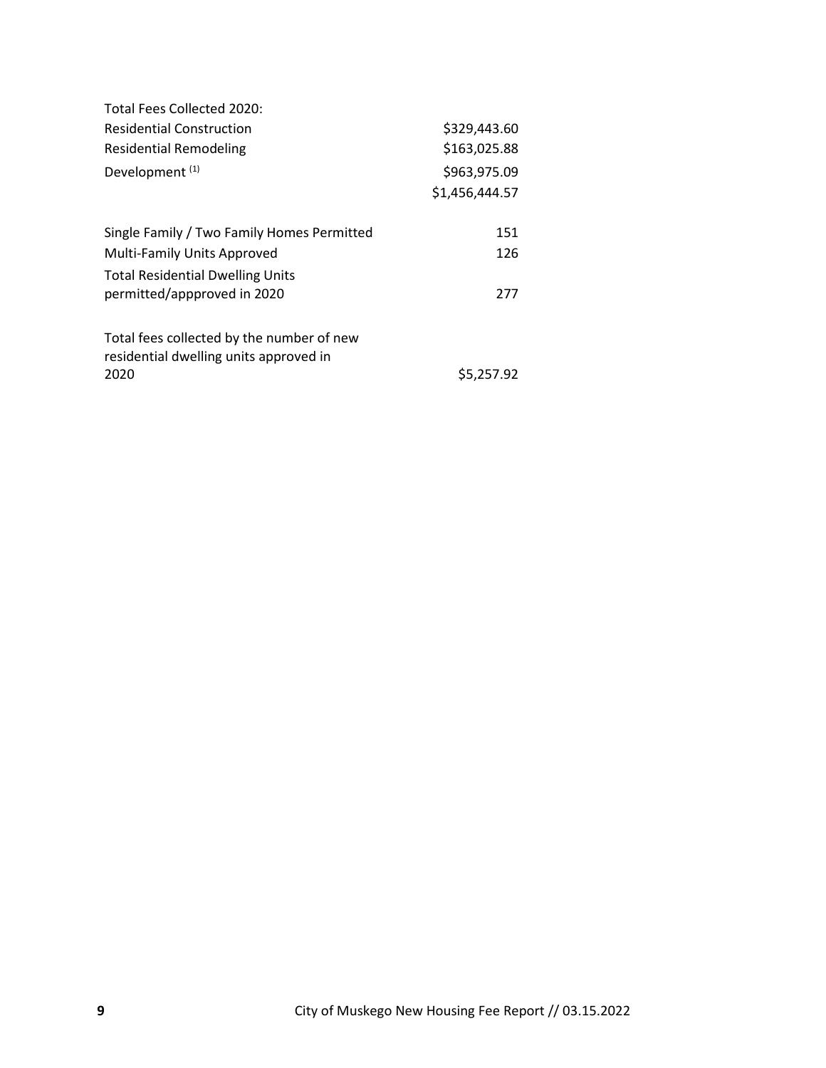| | |
|---|---|
| Total Fees Collected 2020: | |
| Residential Construction | \$329,443.60 |
| Residential Remodeling | \$163,025.88 |
| Development [(1)] | \$963,975.09 |
| | \$1,456,444.57 |
| | |
| Single Family / Two Family Homes Permitted | 151 |
| Multi-Family Units Approved | 126 |
| Total Residential Dwelling Units permitted/appproved in 2020 | 277 |
| | |
| Total fees collected by the number of new residential dwelling units approved in 2020 | \$5,257.92 |